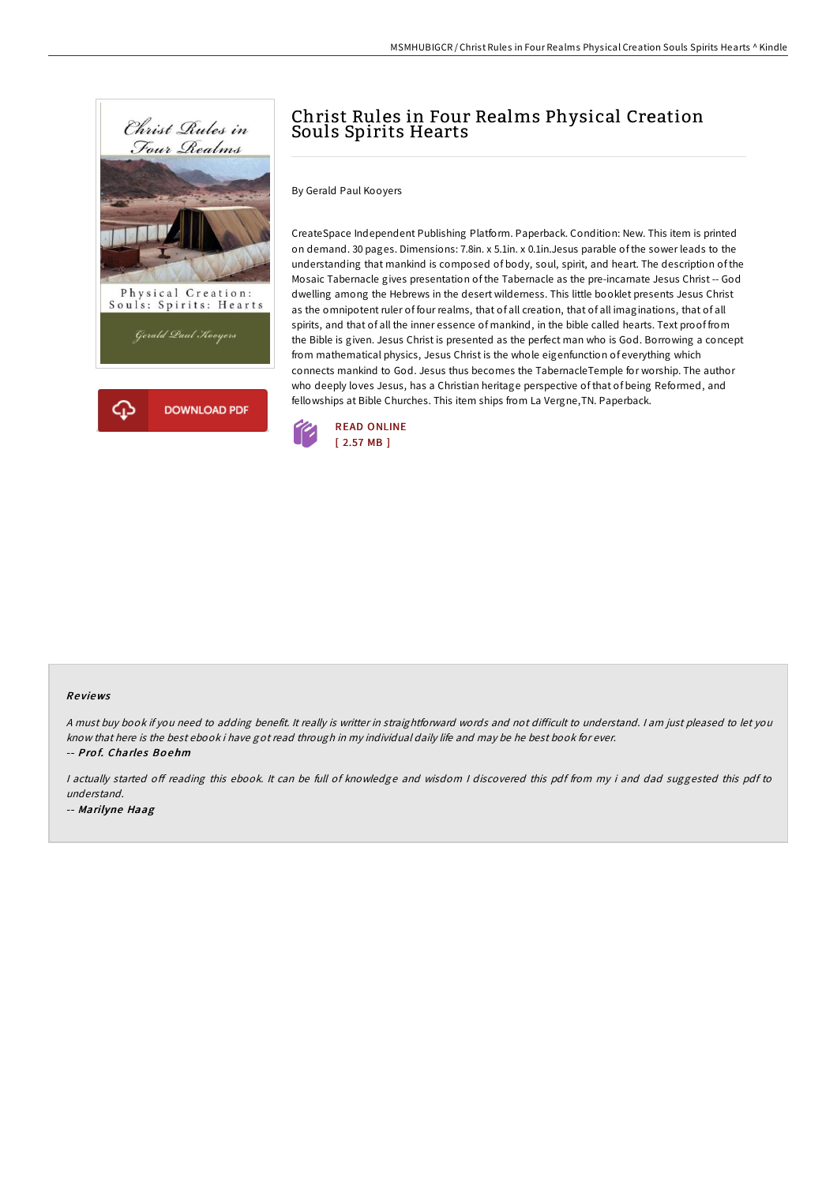# Christ Rules in Four Realms Physical Creation Souls Spirits Hearts

By Gerald Paul Kooyers

CreateSpace Independent Publishing Platform. Paperback. Condition: New. This item is printed on demand. 30 pages. Dimensions: 7.8in. x 5.1in. x 0.1in.Jesus parable of the sower leads to the understanding that mankind is composed of body, soul, spirit, and heart. The description of the Mosaic Tabernacle gives presentation of the Tabernacle as the pre-incarnate Jesus Christ -- God dwelling among the Hebrews in the desert wilderness. This little booklet presents Jesus Christ as the omnipotent ruler of four realms, that of all creation, that of all imaginations, that of all spirits, and that of all the inner essence of mankind, in the bible called hearts. Text proof from the Bible is given. Jesus Christ is presented as the perfect man who is God. Borrowing a concept from mathematical physics, Jesus Christ is the whole eigenfunction of everything which connects mankind to God. Jesus thus becomes the TabernacleTemple for worship. The author who deeply loves Jesus, has a Christian heritage perspective of that of being Reformed, and fellowships at Bible Churches. This item ships from La Vergne,TN. Paperback.

READ ONLINE
[ 2.57 MB ]

DOWNLOAD PDF

### Reviews

*A must buy book if you need to adding benefit. It really is writter in straightforward words and not difficult to understand. I am just pleased to let you know that here is the best ebook i have got read through in my individual daily life and may be he best book for ever.*

-- ***Prof. Charles Boehm***

*I actually started off reading this ebook. It can be full of knowledge and wisdom I discovered this pdf from my i and dad suggested this pdf to understand.*

-- ***Marilyne Haag***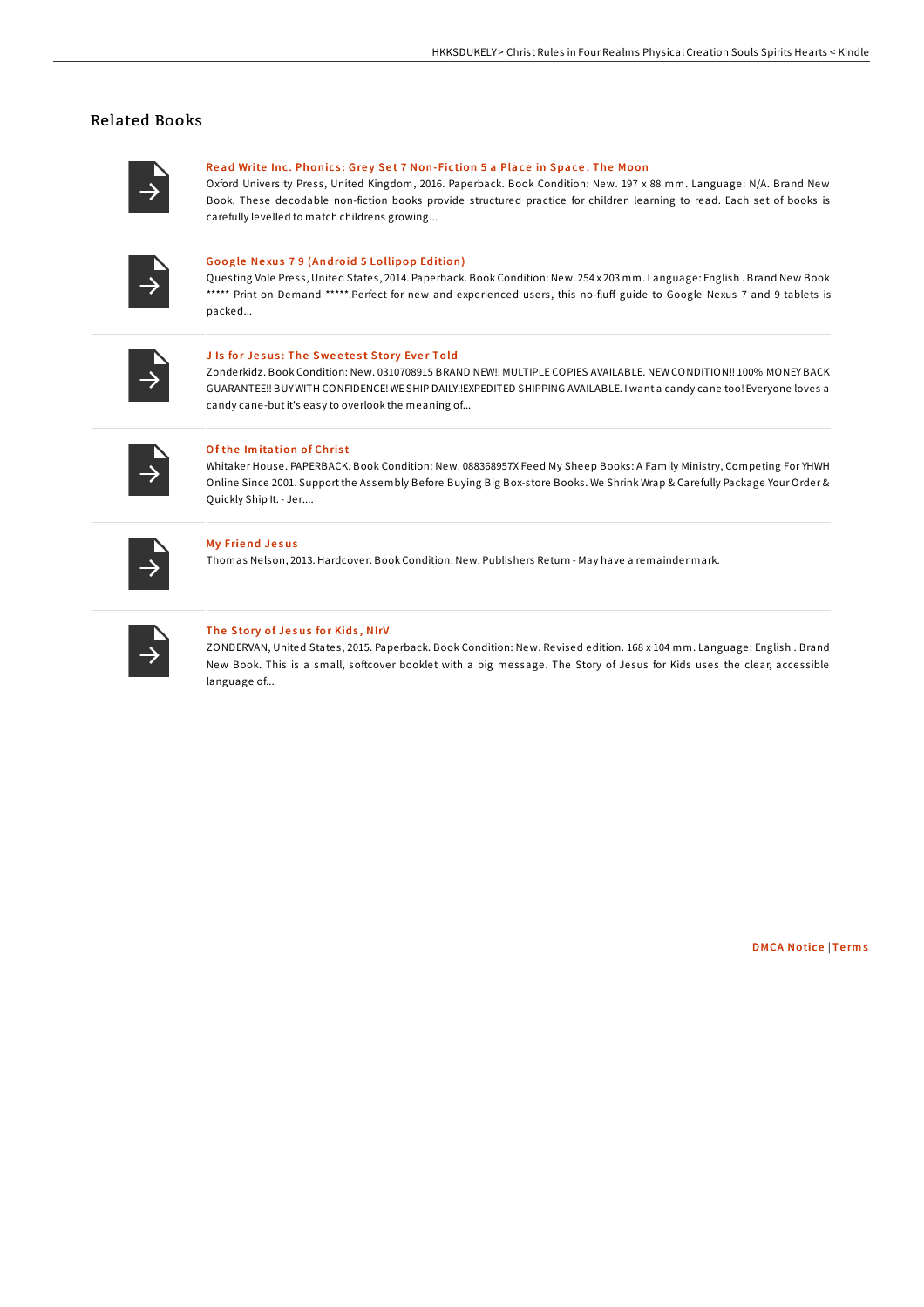## Related Books

### Read Write Inc. Phonics: Grey Set 7 Non-Fiction 5 a Place in Space: The Moon

Oxford University Press, United Kingdom, 2016. Paperback. Book Condition: New. 197 x 88 mm. Language: N/A. Brand New Book. These decodable non-fiction books provide structured practice for children learning to read. Each set of books is carefully levelled to match childrens growing...

### Google Nexus 7 9 (Android 5 Lollipop Edition)

Questing Vole Press, United States, 2014. Paperback. Book Condition: New. 254 x 203 mm. Language: English . Brand New Book ***** Print on Demand *****.Perfect for new and experienced users, this no-fluff guide to Google Nexus 7 and 9 tablets is packed...

### J Is for Jesus: The Sweetest Story Ever Told

Zonderkidz. Book Condition: New. 0310708915 BRAND NEW!! MULTIPLE COPIES AVAILABLE. NEW CONDITION!! 100% MONEY BACK GUARANTEE!! BUY WITH CONFIDENCE! WE SHIP DAILY!!EXPEDITED SHIPPING AVAILABLE. I want a candy cane too! Everyone loves a candy cane-but it's easy to overlook the meaning of...

### Of the Imitation of Christ

Whitaker House. PAPERBACK. Book Condition: New. 088368957X Feed My Sheep Books: A Family Ministry, Competing For YHWH Online Since 2001. Support the Assembly Before Buying Big Box-store Books. We Shrink Wrap & Carefully Package Your Order & Quickly Ship It. - Jer....

### My Friend Jesus

Thomas Nelson, 2013. Hardcover. Book Condition: New. Publishers Return - May have a remainder mark.

### The Story of Jesus for Kids, NIrV

ZONDERVAN, United States, 2015. Paperback. Book Condition: New. Revised edition. 168 x 104 mm. Language: English . Brand New Book. This is a small, softcover booklet with a big message. The Story of Jesus for Kids uses the clear, accessible language of...

DMCA Notice | Terms